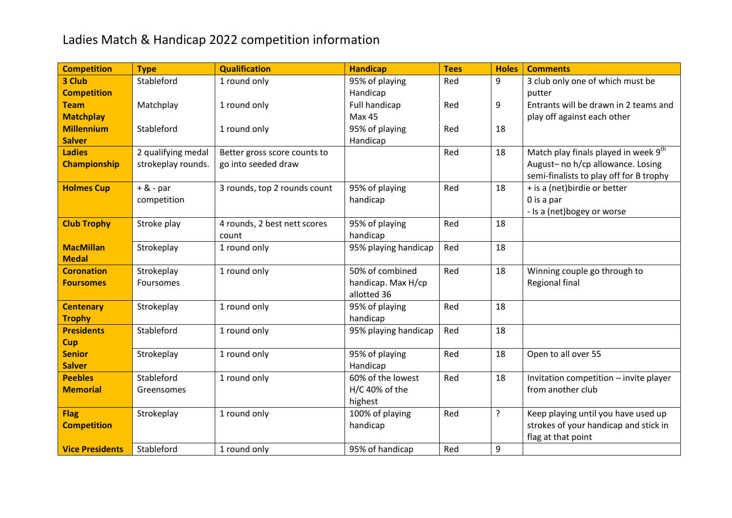# Ladies Match & Handicap 2022 competition information

| Competition | Type | Qualification | Handicap | Tees | Holes | Comments |
|---|---|---|---|---|---|---|
| **3 Club Competition** | Stableford | 1 round only | 95% of playing Handicap | Red | 9 | 3 club only one of which must be putter |
| **Team Matchplay** | Matchplay | 1 round only | Full handicap Max 45 | Red | 9 | Entrants will be drawn in 2 teams and play off against each other |
| **Millennium Salver** | Stableford | 1 round only | 95% of playing Handicap | Red | 18 | |
| **Ladies Championship** | 2 qualifying medal strokeplay rounds. | Better gross score counts to go into seeded draw | | Red | 18 | Match play finals played in week 9th August– no h/cp allowance. Losing semi-finalists to play off for B trophy |
| **Holmes Cup** | + & - par competition | 3 rounds, top 2 rounds count | 95% of playing handicap | Red | 18 | + is a (net)birdie or better<br>0 is a par<br>- Is a (net)bogey or worse |
| **Club Trophy** | Stroke play | 4 rounds, 2 best nett scores count | 95% of playing handicap | Red | 18 | |
| **MacMillan Medal** | Strokeplay | 1 round only | 95% playing handicap | Red | 18 | |
| **Coronation Foursomes** | Strokeplay Foursomes | 1 round only | 50% of combined handicap. Max H/cp allotted 36 | Red | 18 | Winning couple go through to Regional final |
| **Centenary Trophy** | Strokeplay | 1 round only | 95% of playing handicap | Red | 18 | |
| **Presidents Cup** | Stableford | 1 round only | 95% playing handicap | Red | 18 | |
| **Senior Salver** | Strokeplay | 1 round only | 95% of playing Handicap | Red | 18 | Open to all over 55 |
| **Peebles Memorial** | Stableford Greensomes | 1 round only | 60% of the lowest H/C 40% of the highest | Red | 18 | Invitation competition – invite player from another club |
| **Flag Competition** | Strokeplay | 1 round only | 100% of playing handicap | Red | ? | Keep playing until you have used up strokes of your handicap and stick in flag at that point |
| **Vice Presidents** | Stableford | 1 round only | 95% of handicap | Red | 9 | |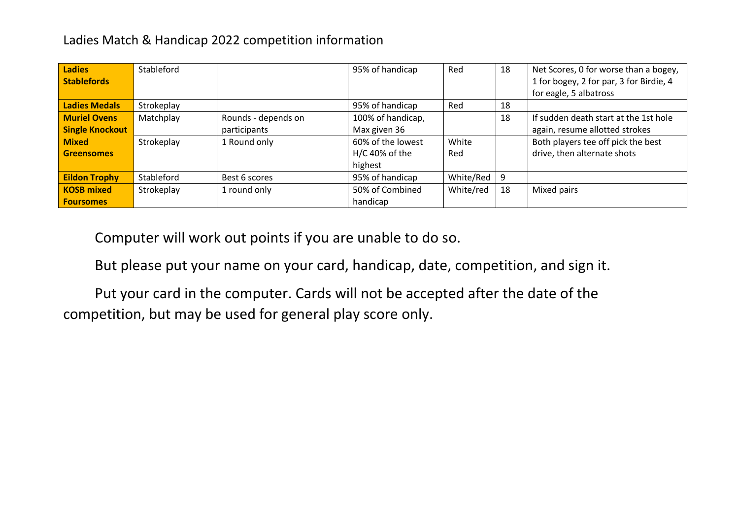Ladies Match & Handicap 2022 competition information

| | | | | | | |
|---|---|---|---|---|---|---|
| **Ladies Stablefords** | Stableford | | 95% of handicap | Red | 18 | Net Scores, 0 for worse than a bogey, 1 for bogey, 2 for par, 3 for Birdie, 4 for eagle, 5 albatross |
| **Ladies Medals** | Strokeplay | | 95% of handicap | Red | 18 | |
| **Muriel Ovens Single Knockout** | Matchplay | Rounds - depends on participants | 100% of handicap, Max given 36 | | 18 | If sudden death start at the 1st hole again, resume allotted strokes |
| **Mixed Greensomes** | Strokeplay | 1 Round only | 60% of the lowest H/C 40% of the highest | White Red | | Both players tee off pick the best drive, then alternate shots |
| **Eildon Trophy** | Stableford | Best 6 scores | 95% of handicap | White/Red | 9 | |
| **KOSB mixed Foursomes** | Strokeplay | 1 round only | 50% of Combined handicap | White/red | 18 | Mixed pairs |

Computer will work out points if you are unable to do so.

But please put your name on your card, handicap, date, competition, and sign it.

Put your card in the computer. Cards will not be accepted after the date of the competition, but may be used for general play score only.